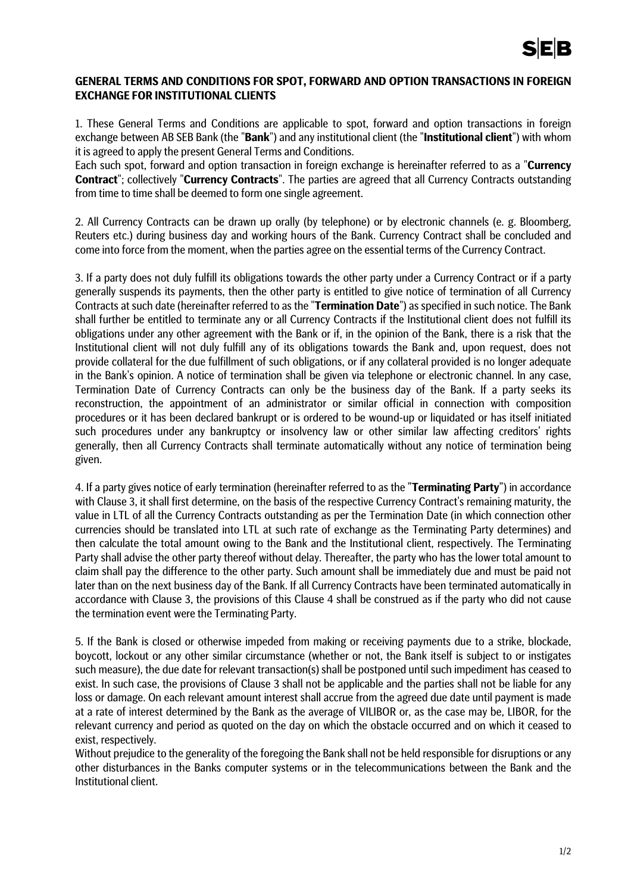## GENERAL TERMS AND CONDITIONS FOR SPOT, FORWARD AND OPTION TRANSACTIONS IN FOREIGN EXCHANGE FOR INSTITUTIONAL CLIENTS

1. These General Terms and Conditions are applicable to spot, forward and option transactions in foreign exchange between AB SEB Bank (the "**Bank**") and any institutional client (the "**Institutional client**") with whom it is agreed to apply the present General Terms and Conditions.
Each such spot, forward and option transaction in foreign exchange is hereinafter referred to as a "**Currency Contract**"; collectively "**Currency Contracts**". The parties are agreed that all Currency Contracts outstanding from time to time shall be deemed to form one single agreement.

2. All Currency Contracts can be drawn up orally (by telephone) or by electronic channels (e. g. Bloomberg, Reuters etc.) during business day and working hours of the Bank. Currency Contract shall be concluded and come into force from the moment, when the parties agree on the essential terms of the Currency Contract.

3. If a party does not duly fulfill its obligations towards the other party under a Currency Contract or if a party generally suspends its payments, then the other party is entitled to give notice of termination of all Currency Contracts at such date (hereinafter referred to as the "**Termination Date**") as specified in such notice. The Bank shall further be entitled to terminate any or all Currency Contracts if the Institutional client does not fulfill its obligations under any other agreement with the Bank or if, in the opinion of the Bank, there is a risk that the Institutional client will not duly fulfill any of its obligations towards the Bank and, upon request, does not provide collateral for the due fulfillment of such obligations, or if any collateral provided is no longer adequate in the Bank's opinion. A notice of termination shall be given via telephone or electronic channel. In any case, Termination Date of Currency Contracts can only be the business day of the Bank. If a party seeks its reconstruction, the appointment of an administrator or similar official in connection with composition procedures or it has been declared bankrupt or is ordered to be wound-up or liquidated or has itself initiated such procedures under any bankruptcy or insolvency law or other similar law affecting creditors' rights generally, then all Currency Contracts shall terminate automatically without any notice of termination being given.

4. If a party gives notice of early termination (hereinafter referred to as the "**Terminating Party**") in accordance with Clause 3, it shall first determine, on the basis of the respective Currency Contract's remaining maturity, the value in LTL of all the Currency Contracts outstanding as per the Termination Date (in which connection other currencies should be translated into LTL at such rate of exchange as the Terminating Party determines) and then calculate the total amount owing to the Bank and the Institutional client, respectively. The Terminating Party shall advise the other party thereof without delay. Thereafter, the party who has the lower total amount to claim shall pay the difference to the other party. Such amount shall be immediately due and must be paid not later than on the next business day of the Bank. If all Currency Contracts have been terminated automatically in accordance with Clause 3, the provisions of this Clause 4 shall be construed as if the party who did not cause the termination event were the Terminating Party.

5. If the Bank is closed or otherwise impeded from making or receiving payments due to a strike, blockade, boycott, lockout or any other similar circumstance (whether or not, the Bank itself is subject to or instigates such measure), the due date for relevant transaction(s) shall be postponed until such impediment has ceased to exist. In such case, the provisions of Clause 3 shall not be applicable and the parties shall not be liable for any loss or damage. On each relevant amount interest shall accrue from the agreed due date until payment is made at a rate of interest determined by the Bank as the average of VILIBOR or, as the case may be, LIBOR, for the relevant currency and period as quoted on the day on which the obstacle occurred and on which it ceased to exist, respectively.
Without prejudice to the generality of the foregoing the Bank shall not be held responsible for disruptions or any other disturbances in the Banks computer systems or in the telecommunications between the Bank and the Institutional client.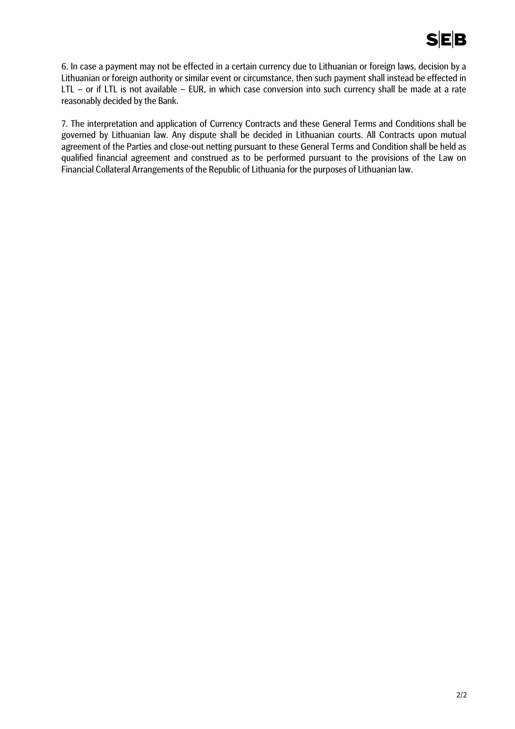6. In case a payment may not be effected in a certain currency due to Lithuanian or foreign laws, decision by a Lithuanian or foreign authority or similar event or circumstance, then such payment shall instead be effected in LTL – or if LTL is not available – EUR, in which case conversion into such currency shall be made at a rate reasonably decided by the Bank.

7. The interpretation and application of Currency Contracts and these General Terms and Conditions shall be governed by Lithuanian law. Any dispute shall be decided in Lithuanian courts. All Contracts upon mutual agreement of the Parties and close-out netting pursuant to these General Terms and Condition shall be held as qualified financial agreement and construed as to be performed pursuant to the provisions of the Law on Financial Collateral Arrangements of the Republic of Lithuania for the purposes of Lithuanian law.